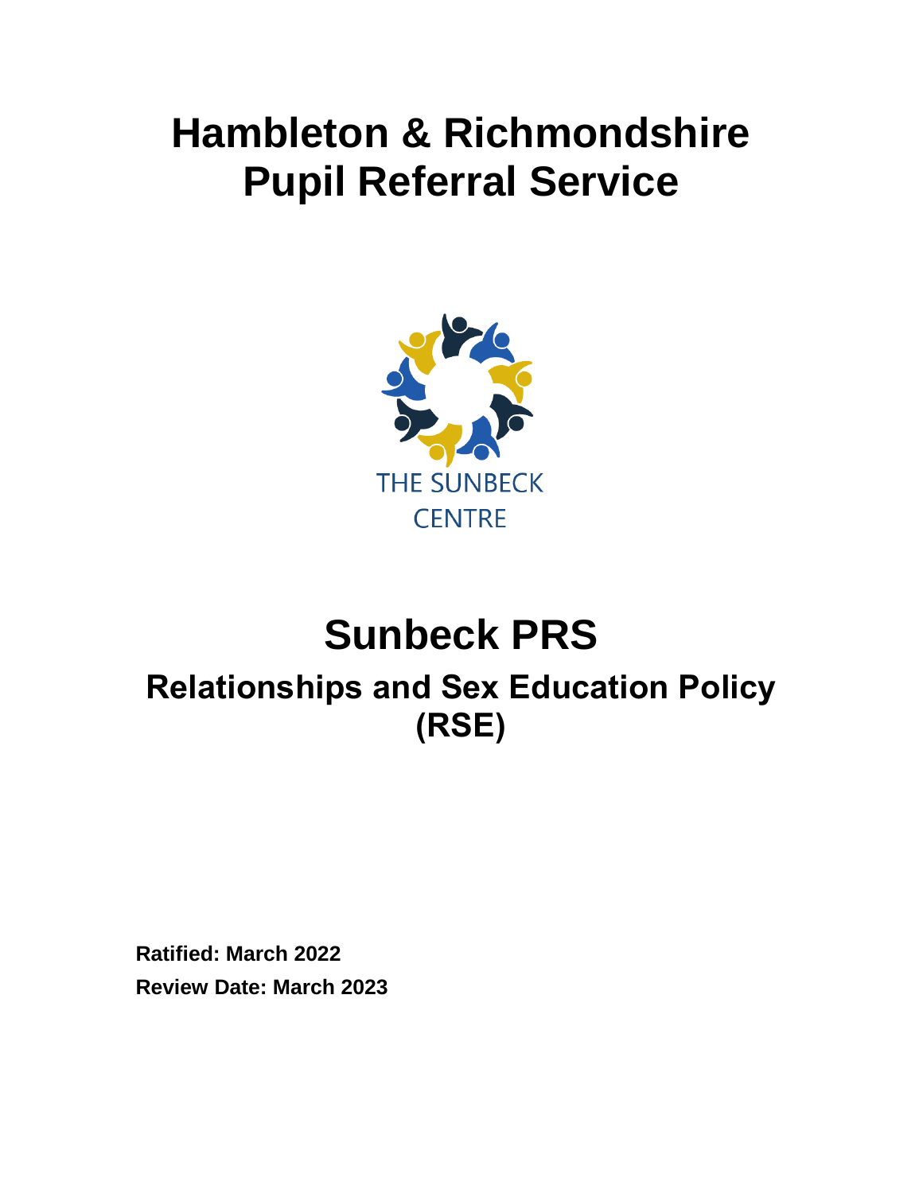# Hambleton & Richmondshire Pupil Referral Service

THE SUNBECK CENTRE

# Sunbeck PRS

## Relationships and Sex Education Policy (RSE)

**Ratified: March 2022**

**Review Date: March 2023**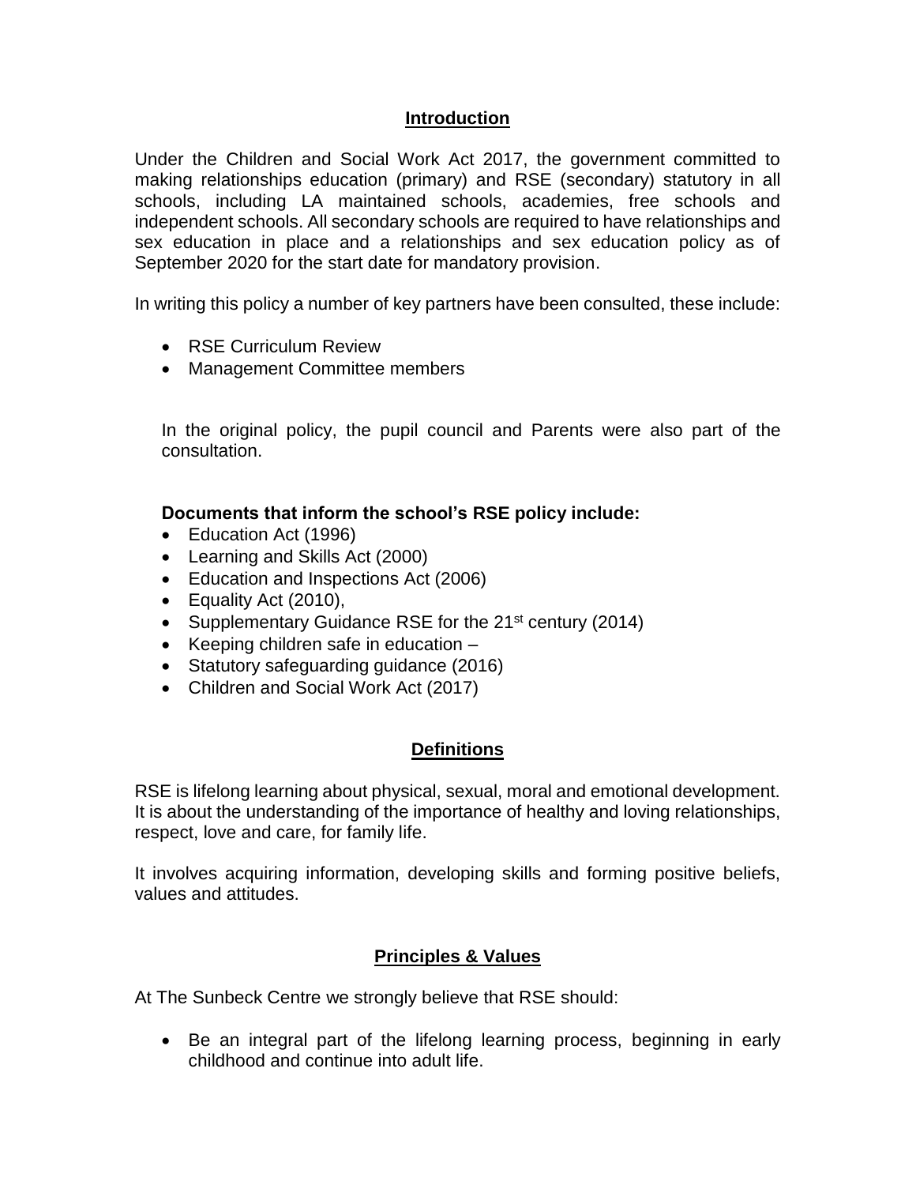## Introduction

Under the Children and Social Work Act 2017, the government committed to making relationships education (primary) and RSE (secondary) statutory in all schools, including LA maintained schools, academies, free schools and independent schools. All secondary schools are required to have relationships and sex education in place and a relationships and sex education policy as of September 2020 for the start date for mandatory provision.

In writing this policy a number of key partners have been consulted, these include:

- RSE Curriculum Review
- Management Committee members

In the original policy, the pupil council and Parents were also part of the consultation.

**Documents that inform the school's RSE policy include:**

- Education Act (1996)
- Learning and Skills Act (2000)
- Education and Inspections Act (2006)
- Equality Act (2010),
- Supplementary Guidance RSE for the 21st century (2014)
- Keeping children safe in education –
- Statutory safeguarding guidance (2016)
- Children and Social Work Act (2017)

## Definitions

RSE is lifelong learning about physical, sexual, moral and emotional development. It is about the understanding of the importance of healthy and loving relationships, respect, love and care, for family life.

It involves acquiring information, developing skills and forming positive beliefs, values and attitudes.

## Principles & Values

At The Sunbeck Centre we strongly believe that RSE should:

- Be an integral part of the lifelong learning process, beginning in early childhood and continue into adult life.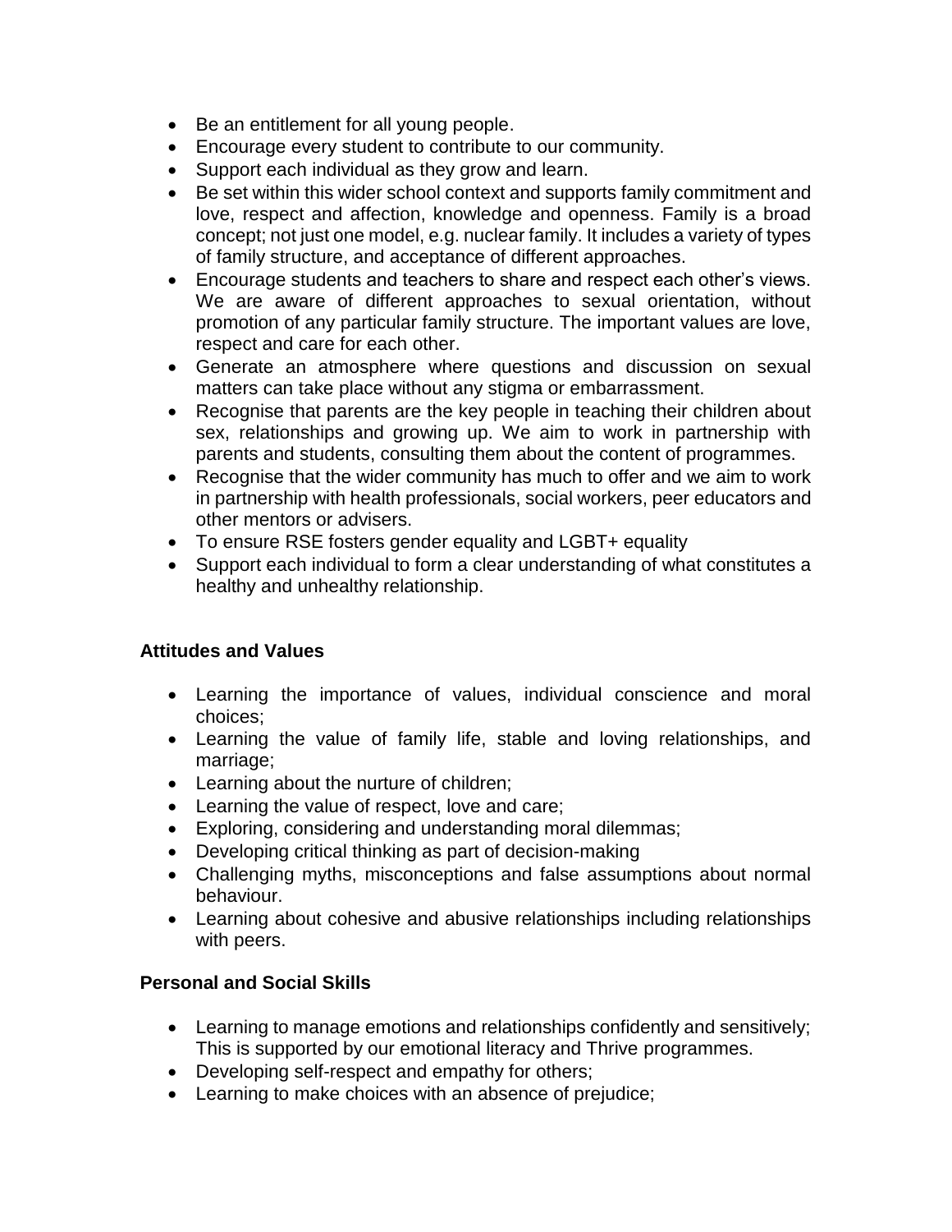- Be an entitlement for all young people.
- Encourage every student to contribute to our community.
- Support each individual as they grow and learn.
- Be set within this wider school context and supports family commitment and love, respect and affection, knowledge and openness. Family is a broad concept; not just one model, e.g. nuclear family. It includes a variety of types of family structure, and acceptance of different approaches.
- Encourage students and teachers to share and respect each other's views. We are aware of different approaches to sexual orientation, without promotion of any particular family structure. The important values are love, respect and care for each other.
- Generate an atmosphere where questions and discussion on sexual matters can take place without any stigma or embarrassment.
- Recognise that parents are the key people in teaching their children about sex, relationships and growing up. We aim to work in partnership with parents and students, consulting them about the content of programmes.
- Recognise that the wider community has much to offer and we aim to work in partnership with health professionals, social workers, peer educators and other mentors or advisers.
- To ensure RSE fosters gender equality and LGBT+ equality
- Support each individual to form a clear understanding of what constitutes a healthy and unhealthy relationship.

**Attitudes and Values**

- Learning the importance of values, individual conscience and moral choices;
- Learning the value of family life, stable and loving relationships, and marriage;
- Learning about the nurture of children;
- Learning the value of respect, love and care;
- Exploring, considering and understanding moral dilemmas;
- Developing critical thinking as part of decision-making
- Challenging myths, misconceptions and false assumptions about normal behaviour.
- Learning about cohesive and abusive relationships including relationships with peers.

**Personal and Social Skills**

- Learning to manage emotions and relationships confidently and sensitively; This is supported by our emotional literacy and Thrive programmes.
- Developing self-respect and empathy for others;
- Learning to make choices with an absence of prejudice;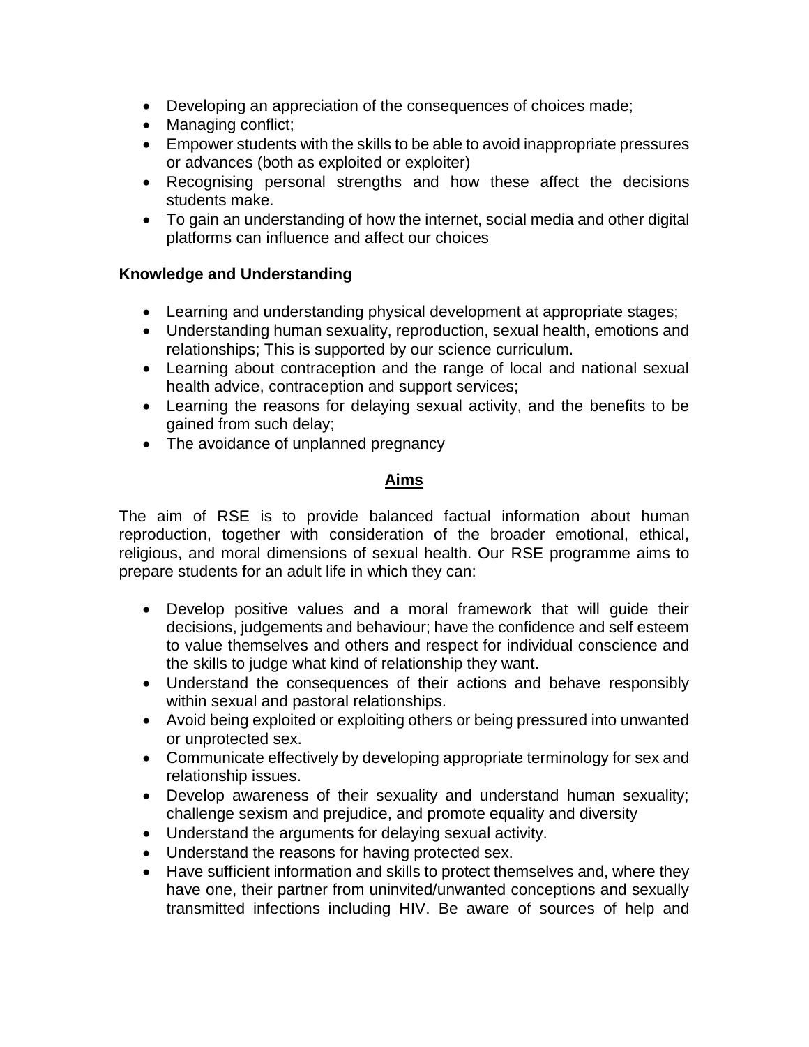- Developing an appreciation of the consequences of choices made;
- Managing conflict;
- Empower students with the skills to be able to avoid inappropriate pressures or advances (both as exploited or exploiter)
- Recognising personal strengths and how these affect the decisions students make.
- To gain an understanding of how the internet, social media and other digital platforms can influence and affect our choices

**Knowledge and Understanding**

- Learning and understanding physical development at appropriate stages;
- Understanding human sexuality, reproduction, sexual health, emotions and relationships; This is supported by our science curriculum.
- Learning about contraception and the range of local and national sexual health advice, contraception and support services;
- Learning the reasons for delaying sexual activity, and the benefits to be gained from such delay;
- The avoidance of unplanned pregnancy

## Aims

The aim of RSE is to provide balanced factual information about human reproduction, together with consideration of the broader emotional, ethical, religious, and moral dimensions of sexual health. Our RSE programme aims to prepare students for an adult life in which they can:

- Develop positive values and a moral framework that will guide their decisions, judgements and behaviour; have the confidence and self esteem to value themselves and others and respect for individual conscience and the skills to judge what kind of relationship they want.
- Understand the consequences of their actions and behave responsibly within sexual and pastoral relationships.
- Avoid being exploited or exploiting others or being pressured into unwanted or unprotected sex.
- Communicate effectively by developing appropriate terminology for sex and relationship issues.
- Develop awareness of their sexuality and understand human sexuality; challenge sexism and prejudice, and promote equality and diversity
- Understand the arguments for delaying sexual activity.
- Understand the reasons for having protected sex.
- Have sufficient information and skills to protect themselves and, where they have one, their partner from uninvited/unwanted conceptions and sexually transmitted infections including HIV. Be aware of sources of help and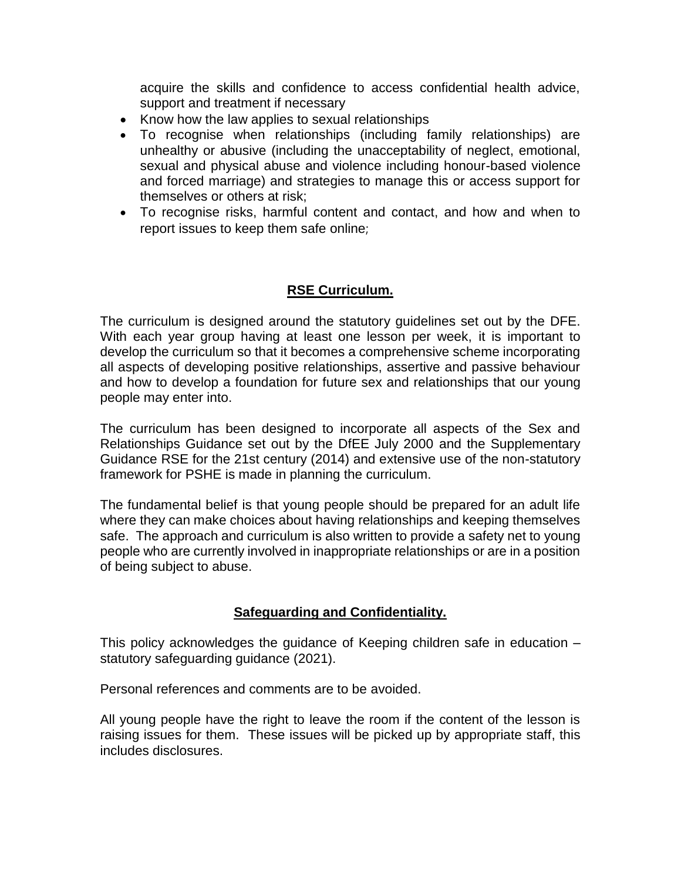acquire the skills and confidence to access confidential health advice, support and treatment if necessary

- Know how the law applies to sexual relationships
- To recognise when relationships (including family relationships) are unhealthy or abusive (including the unacceptability of neglect, emotional, sexual and physical abuse and violence including honour-based violence and forced marriage) and strategies to manage this or access support for themselves or others at risk;
- To recognise risks, harmful content and contact, and how and when to report issues to keep them safe online;

## **RSE Curriculum.**

The curriculum is designed around the statutory guidelines set out by the DFE. With each year group having at least one lesson per week, it is important to develop the curriculum so that it becomes a comprehensive scheme incorporating all aspects of developing positive relationships, assertive and passive behaviour and how to develop a foundation for future sex and relationships that our young people may enter into.

The curriculum has been designed to incorporate all aspects of the Sex and Relationships Guidance set out by the DfEE July 2000 and the Supplementary Guidance RSE for the 21st century (2014) and extensive use of the non-statutory framework for PSHE is made in planning the curriculum.

The fundamental belief is that young people should be prepared for an adult life where they can make choices about having relationships and keeping themselves safe. The approach and curriculum is also written to provide a safety net to young people who are currently involved in inappropriate relationships or are in a position of being subject to abuse.

## **Safeguarding and Confidentiality.**

This policy acknowledges the guidance of Keeping children safe in education – statutory safeguarding guidance (2021).

Personal references and comments are to be avoided.

All young people have the right to leave the room if the content of the lesson is raising issues for them. These issues will be picked up by appropriate staff, this includes disclosures.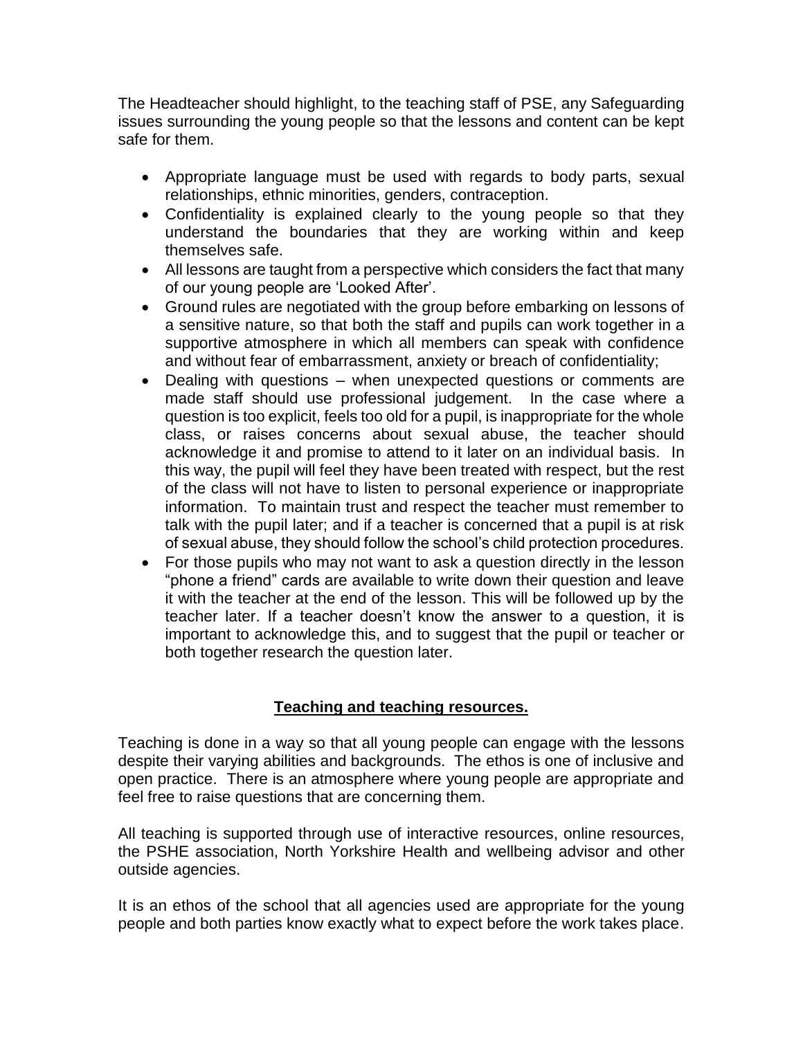The Headteacher should highlight, to the teaching staff of PSE, any Safeguarding issues surrounding the young people so that the lessons and content can be kept safe for them.

- Appropriate language must be used with regards to body parts, sexual relationships, ethnic minorities, genders, contraception.
- Confidentiality is explained clearly to the young people so that they understand the boundaries that they are working within and keep themselves safe.
- All lessons are taught from a perspective which considers the fact that many of our young people are 'Looked After'.
- Ground rules are negotiated with the group before embarking on lessons of a sensitive nature, so that both the staff and pupils can work together in a supportive atmosphere in which all members can speak with confidence and without fear of embarrassment, anxiety or breach of confidentiality;
- Dealing with questions – when unexpected questions or comments are made staff should use professional judgement. In the case where a question is too explicit, feels too old for a pupil, is inappropriate for the whole class, or raises concerns about sexual abuse, the teacher should acknowledge it and promise to attend to it later on an individual basis. In this way, the pupil will feel they have been treated with respect, but the rest of the class will not have to listen to personal experience or inappropriate information. To maintain trust and respect the teacher must remember to talk with the pupil later; and if a teacher is concerned that a pupil is at risk of sexual abuse, they should follow the school's child protection procedures.
- For those pupils who may not want to ask a question directly in the lesson "phone a friend" cards are available to write down their question and leave it with the teacher at the end of the lesson. This will be followed up by the teacher later. If a teacher doesn't know the answer to a question, it is important to acknowledge this, and to suggest that the pupil or teacher or both together research the question later.

## Teaching and teaching resources.

Teaching is done in a way so that all young people can engage with the lessons despite their varying abilities and backgrounds. The ethos is one of inclusive and open practice. There is an atmosphere where young people are appropriate and feel free to raise questions that are concerning them.

All teaching is supported through use of interactive resources, online resources, the PSHE association, North Yorkshire Health and wellbeing advisor and other outside agencies.

It is an ethos of the school that all agencies used are appropriate for the young people and both parties know exactly what to expect before the work takes place.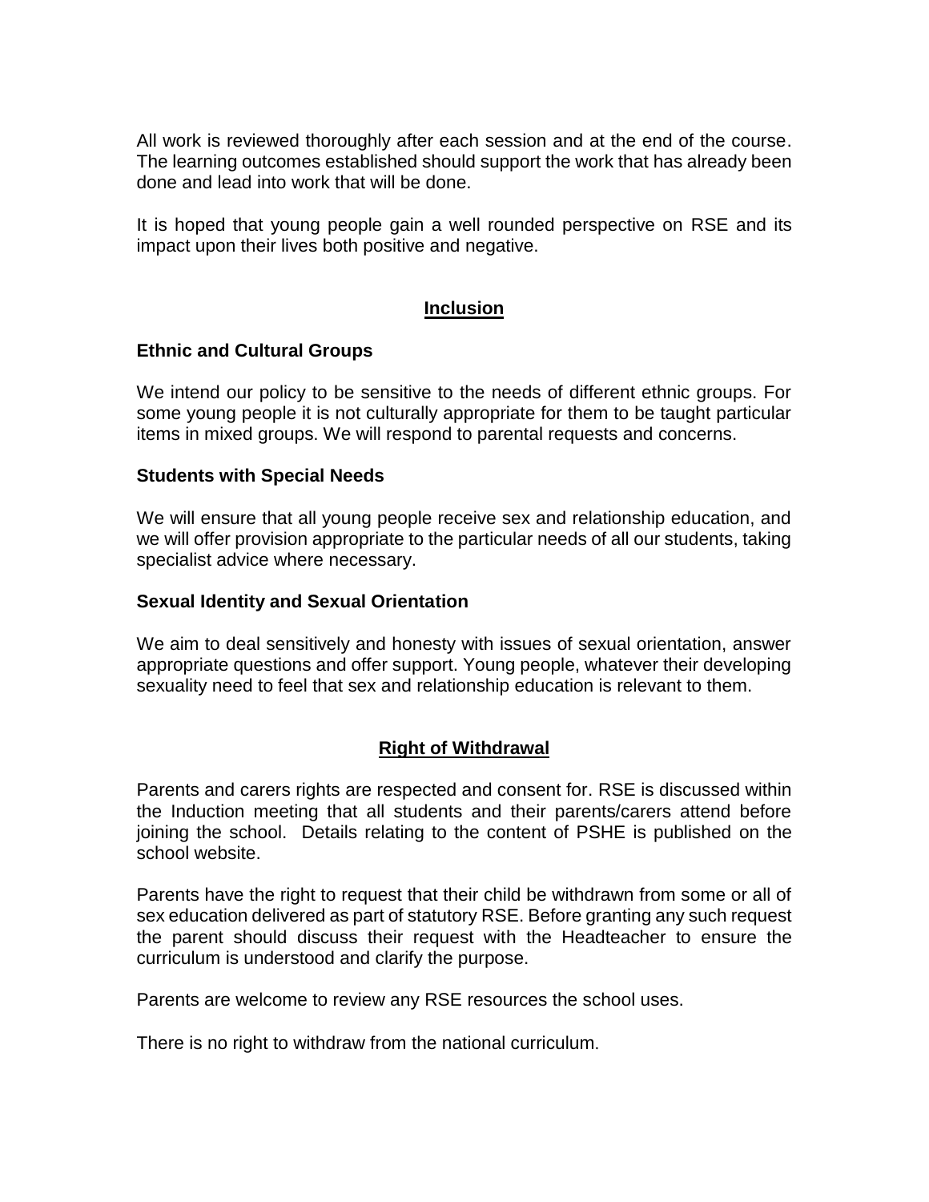All work is reviewed thoroughly after each session and at the end of the course. The learning outcomes established should support the work that has already been done and lead into work that will be done.

It is hoped that young people gain a well rounded perspective on RSE and its impact upon their lives both positive and negative.

## Inclusion

### Ethnic and Cultural Groups

We intend our policy to be sensitive to the needs of different ethnic groups. For some young people it is not culturally appropriate for them to be taught particular items in mixed groups. We will respond to parental requests and concerns.

### Students with Special Needs

We will ensure that all young people receive sex and relationship education, and we will offer provision appropriate to the particular needs of all our students, taking specialist advice where necessary.

### Sexual Identity and Sexual Orientation

We aim to deal sensitively and honesty with issues of sexual orientation, answer appropriate questions and offer support. Young people, whatever their developing sexuality need to feel that sex and relationship education is relevant to them.

## Right of Withdrawal

Parents and carers rights are respected and consent for. RSE is discussed within the Induction meeting that all students and their parents/carers attend before joining the school. Details relating to the content of PSHE is published on the school website.

Parents have the right to request that their child be withdrawn from some or all of sex education delivered as part of statutory RSE. Before granting any such request the parent should discuss their request with the Headteacher to ensure the curriculum is understood and clarify the purpose.

Parents are welcome to review any RSE resources the school uses.

There is no right to withdraw from the national curriculum.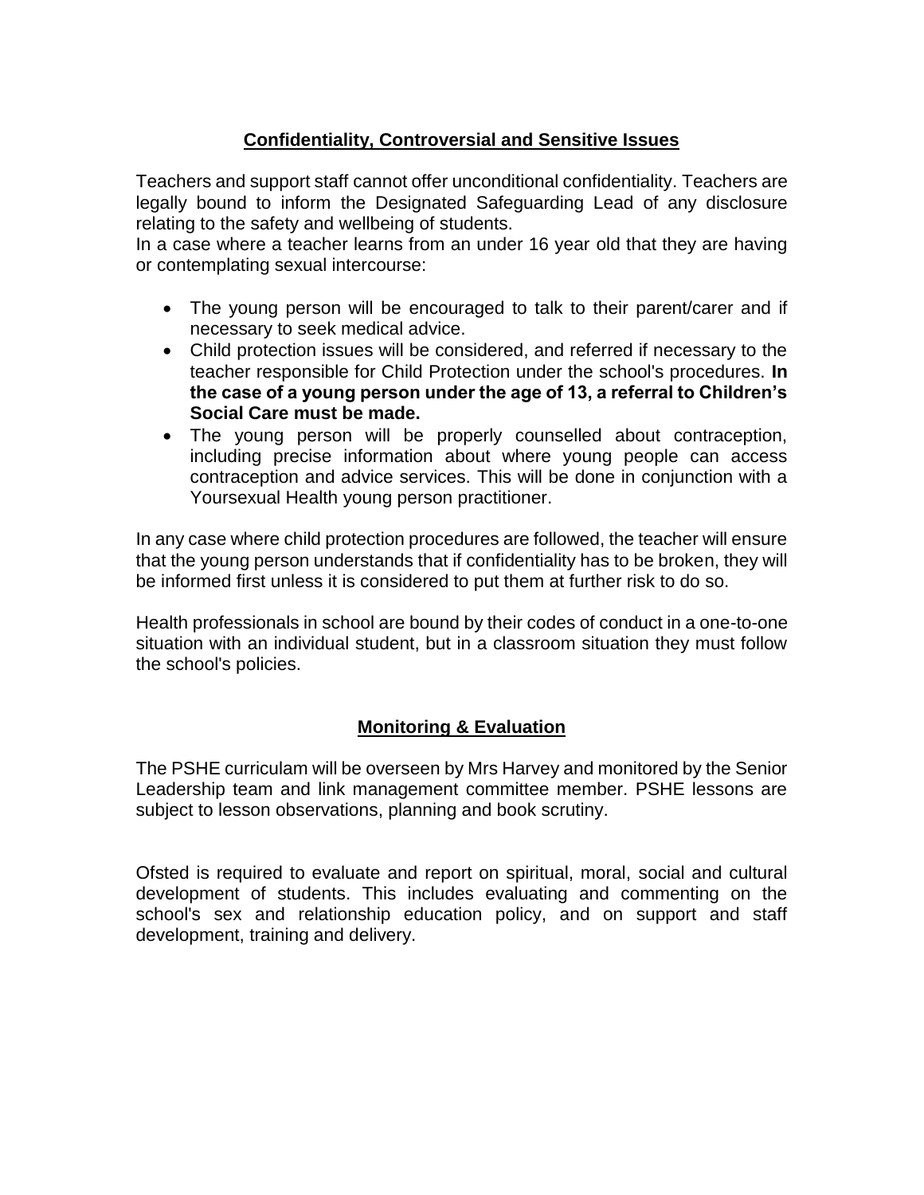## Confidentiality, Controversial and Sensitive Issues

Teachers and support staff cannot offer unconditional confidentiality. Teachers are legally bound to inform the Designated Safeguarding Lead of any disclosure relating to the safety and wellbeing of students.
In a case where a teacher learns from an under 16 year old that they are having or contemplating sexual intercourse:

- The young person will be encouraged to talk to their parent/carer and if necessary to seek medical advice.
- Child protection issues will be considered, and referred if necessary to the teacher responsible for Child Protection under the school's procedures. **In the case of a young person under the age of 13, a referral to Children's Social Care must be made.**
- The young person will be properly counselled about contraception, including precise information about where young people can access contraception and advice services. This will be done in conjunction with a Yoursexual Health young person practitioner.

In any case where child protection procedures are followed, the teacher will ensure that the young person understands that if confidentiality has to be broken, they will be informed first unless it is considered to put them at further risk to do so.

Health professionals in school are bound by their codes of conduct in a one-to-one situation with an individual student, but in a classroom situation they must follow the school's policies.

## Monitoring & Evaluation

The PSHE curriculam will be overseen by Mrs Harvey and monitored by the Senior Leadership team and link management committee member. PSHE lessons are subject to lesson observations, planning and book scrutiny.

Ofsted is required to evaluate and report on spiritual, moral, social and cultural development of students. This includes evaluating and commenting on the school's sex and relationship education policy, and on support and staff development, training and delivery.